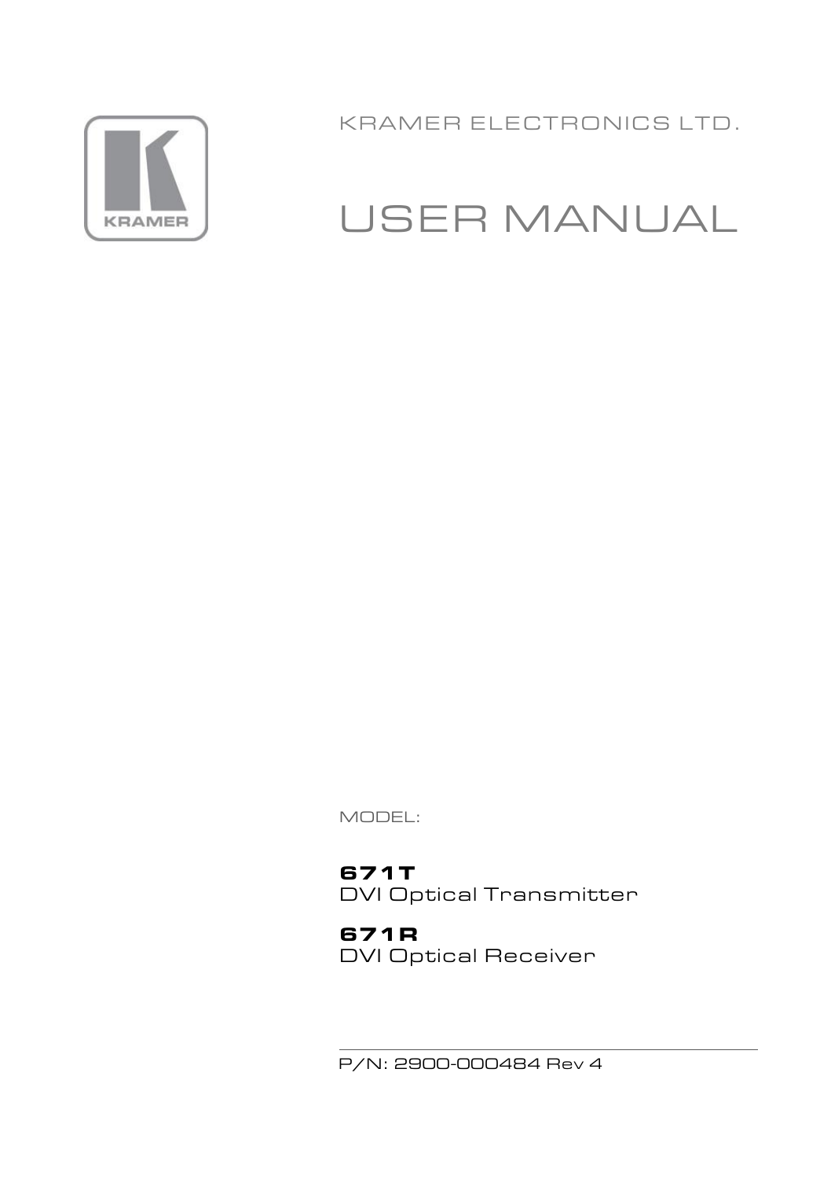KRAMER ELECTRONICS LTD.

# USER MANUAL

MODEL:

**671T**
DVI Optical Transmitter

**671R**
DVI Optical Receiver

P/N: 2900-000484 Rev 4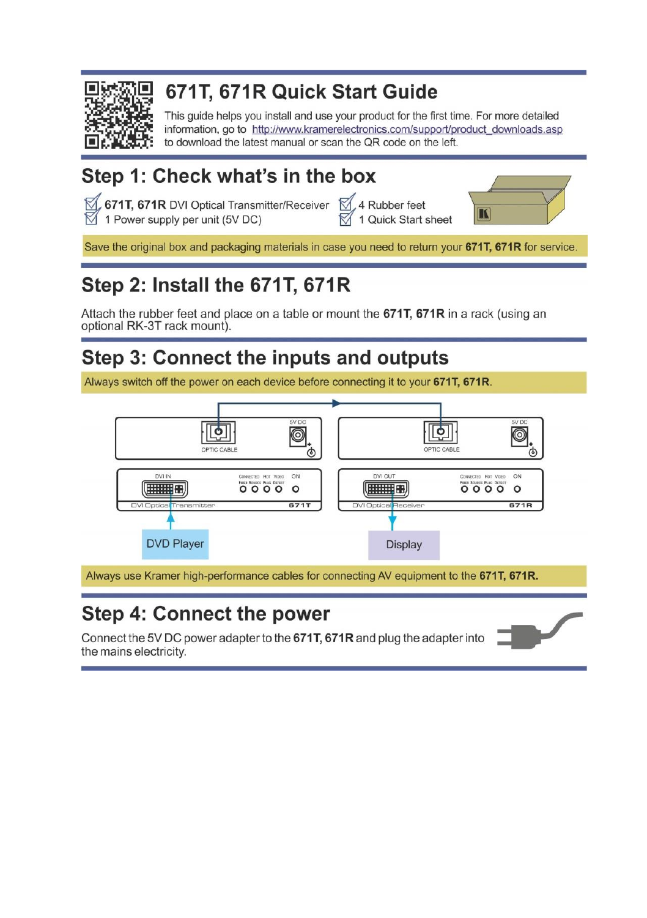# 671T, 671R Quick Start Guide

This guide helps you install and use your product for the first time. For more detailed information, go to http://www.kramerelectronics.com/support/product_downloads.asp to download the latest manual or scan the QR code on the left.

## Step 1: Check what's in the box

- ☑ **671T, 671R** DVI Optical Transmitter/Receiver
- ☑ 1 Power supply per unit (5V DC)
- ☑ 4 Rubber feet
- ☑ 1 Quick Start sheet

Save the original box and packaging materials in case you need to return your **671T, 671R** for service.

## Step 2: Install the 671T, 671R

Attach the rubber feet and place on a table or mount the **671T, 671R** in a rack (using an optional RK-3T rack mount).

## Step 3: Connect the inputs and outputs

Always switch off the power on each device before connecting it to your **671T, 671R**.

OPTIC CABLE 5V DC OPTIC CABLE 5V DC

DVI IN CONNECTED FIBER HOT SOURCE PLUG VIDEO DETECT ON — DVI Optical Transmitter 671T

DVI OUT CONNECTED FIBER HOT SOURCE PLUG VIDEO DETECT ON — DVI Optical Receiver 671R

DVD Player

Display

Always use Kramer high-performance cables for connecting AV equipment to the **671T, 671R.**

## Step 4: Connect the power

Connect the 5V DC power adapter to the **671T, 671R** and plug the adapter into the mains electricity.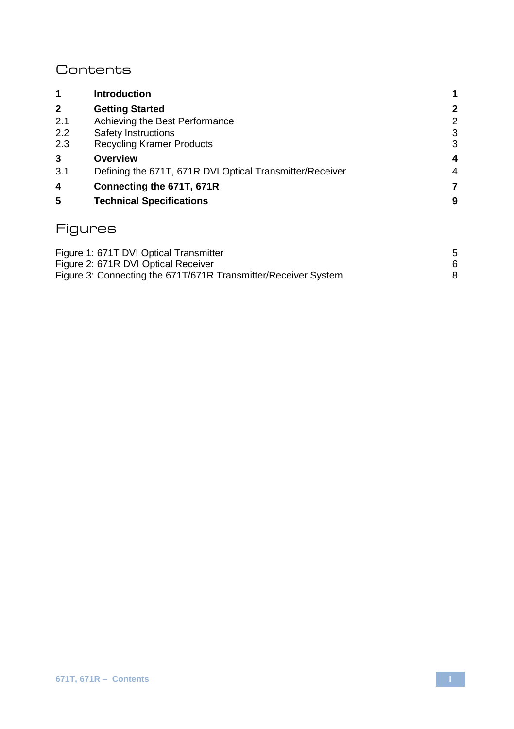# Contents

| | | |
|---|---|---|
| **1** | **Introduction** | **1** |
| **2** | **Getting Started** | **2** |
| 2.1 | Achieving the Best Performance | 2 |
| 2.2 | Safety Instructions | 3 |
| 2.3 | Recycling Kramer Products | 3 |
| **3** | **Overview** | **4** |
| 3.1 | Defining the 671T, 671R DVI Optical Transmitter/Receiver | 4 |
| **4** | **Connecting the 671T, 671R** | **7** |
| **5** | **Technical Specifications** | **9** |

# Figures

| | |
|---|---|
| Figure 1: 671T DVI Optical Transmitter | 5 |
| Figure 2: 671R DVI Optical Receiver | 6 |
| Figure 3: Connecting the 671T/671R Transmitter/Receiver System | 8 |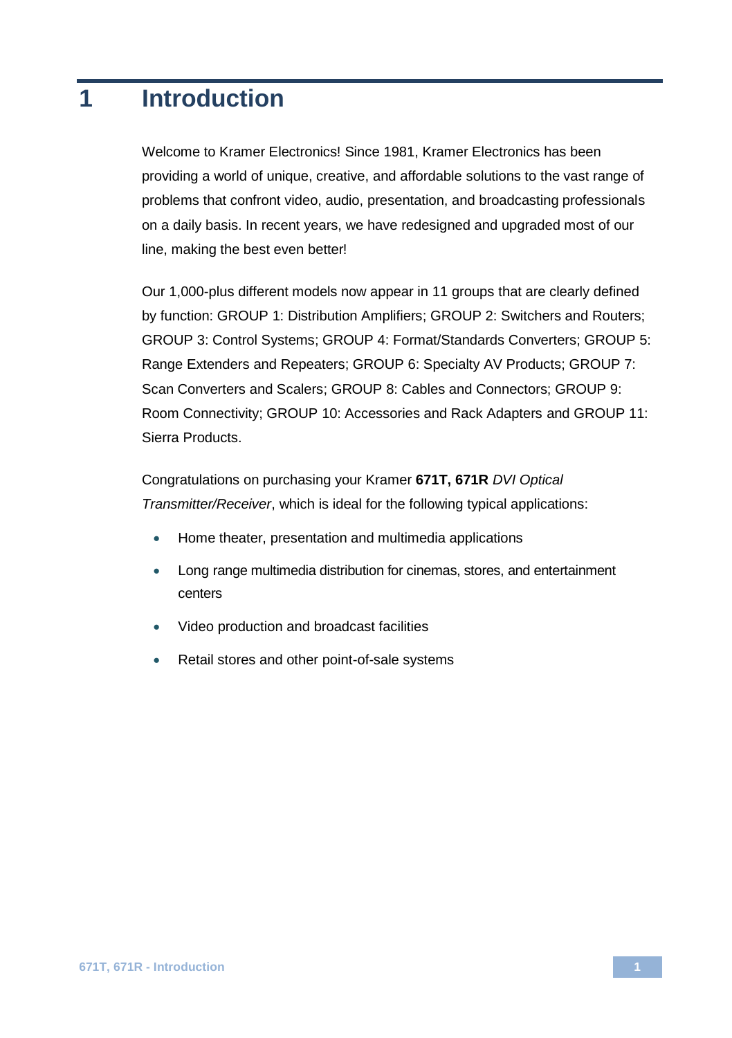# 1 Introduction

Welcome to Kramer Electronics! Since 1981, Kramer Electronics has been providing a world of unique, creative, and affordable solutions to the vast range of problems that confront video, audio, presentation, and broadcasting professionals on a daily basis. In recent years, we have redesigned and upgraded most of our line, making the best even better!

Our 1,000-plus different models now appear in 11 groups that are clearly defined by function: GROUP 1: Distribution Amplifiers; GROUP 2: Switchers and Routers; GROUP 3: Control Systems; GROUP 4: Format/Standards Converters; GROUP 5: Range Extenders and Repeaters; GROUP 6: Specialty AV Products; GROUP 7: Scan Converters and Scalers; GROUP 8: Cables and Connectors; GROUP 9: Room Connectivity; GROUP 10: Accessories and Rack Adapters and GROUP 11: Sierra Products.

Congratulations on purchasing your Kramer **671T, 671R** *DVI Optical Transmitter/Receiver*, which is ideal for the following typical applications:

- Home theater, presentation and multimedia applications
- Long range multimedia distribution for cinemas, stores, and entertainment centers
- Video production and broadcast facilities
- Retail stores and other point-of-sale systems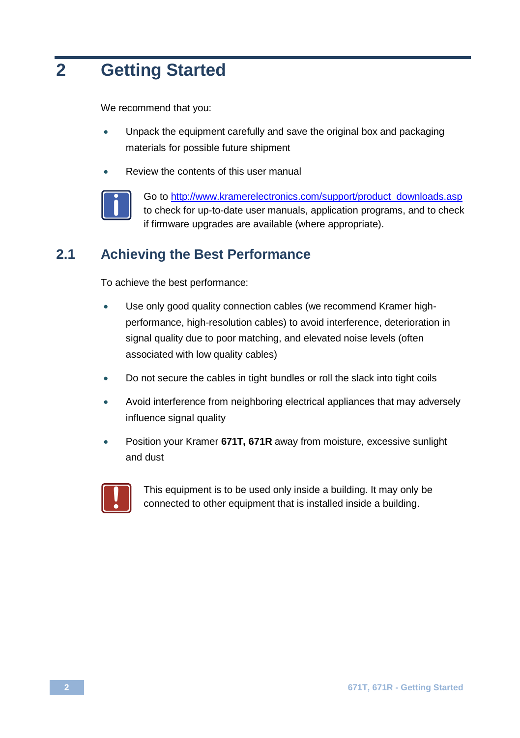# 2 Getting Started

We recommend that you:

- Unpack the equipment carefully and save the original box and packaging materials for possible future shipment
- Review the contents of this user manual

Go to http://www.kramerelectronics.com/support/product_downloads.asp to check for up-to-date user manuals, application programs, and to check if firmware upgrades are available (where appropriate).

## 2.1 Achieving the Best Performance

To achieve the best performance:

- Use only good quality connection cables (we recommend Kramer high-performance, high-resolution cables) to avoid interference, deterioration in signal quality due to poor matching, and elevated noise levels (often associated with low quality cables)
- Do not secure the cables in tight bundles or roll the slack into tight coils
- Avoid interference from neighboring electrical appliances that may adversely influence signal quality
- Position your Kramer **671T, 671R** away from moisture, excessive sunlight and dust

This equipment is to be used only inside a building. It may only be connected to other equipment that is installed inside a building.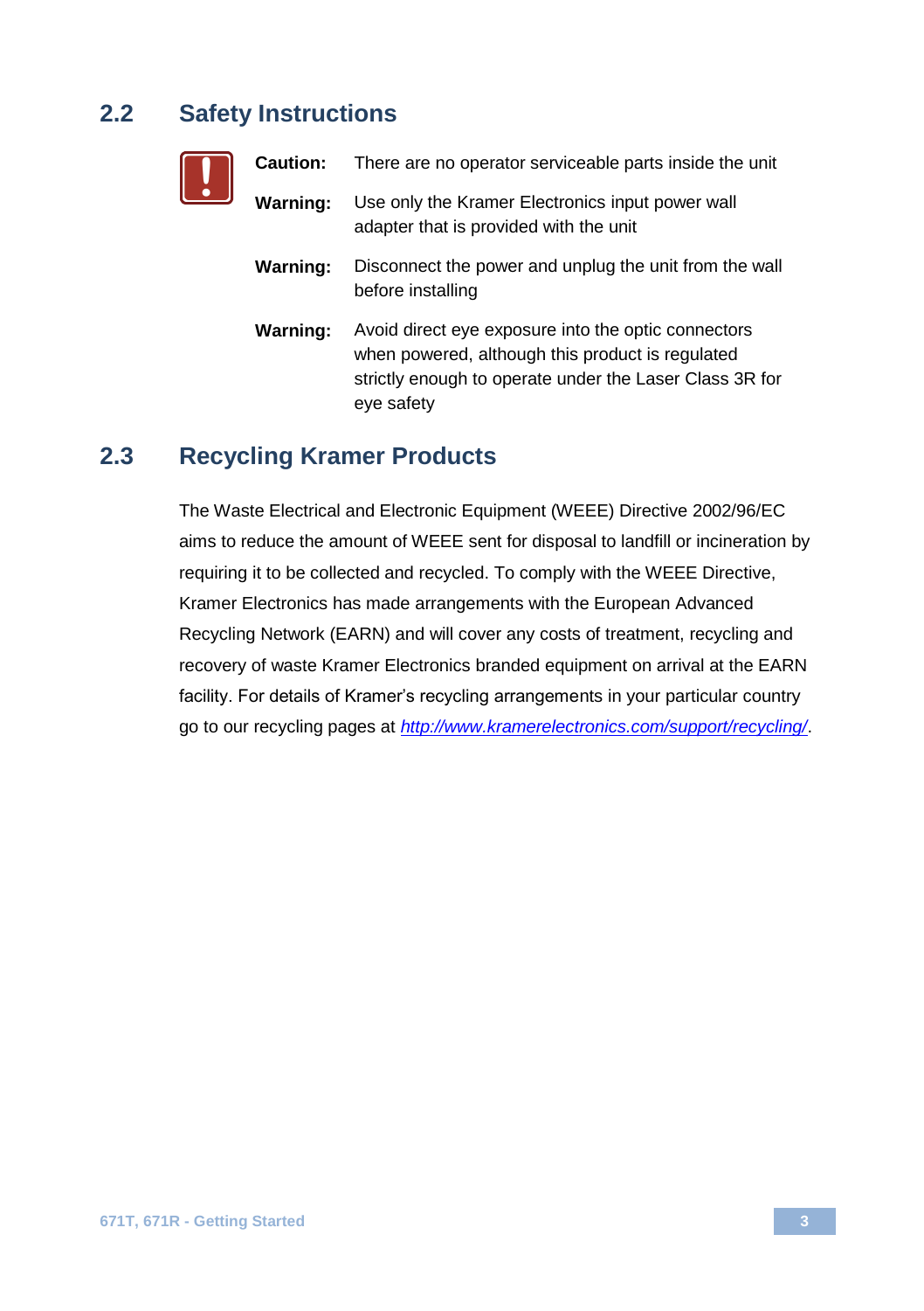## 2.2 Safety Instructions

**Caution:** There are no operator serviceable parts inside the unit

**Warning:** Use only the Kramer Electronics input power wall adapter that is provided with the unit

**Warning:** Disconnect the power and unplug the unit from the wall before installing

**Warning:** Avoid direct eye exposure into the optic connectors when powered, although this product is regulated strictly enough to operate under the Laser Class 3R for eye safety

## 2.3 Recycling Kramer Products

The Waste Electrical and Electronic Equipment (WEEE) Directive 2002/96/EC aims to reduce the amount of WEEE sent for disposal to landfill or incineration by requiring it to be collected and recycled. To comply with the WEEE Directive, Kramer Electronics has made arrangements with the European Advanced Recycling Network (EARN) and will cover any costs of treatment, recycling and recovery of waste Kramer Electronics branded equipment on arrival at the EARN facility. For details of Kramer's recycling arrangements in your particular country go to our recycling pages at *http://www.kramerelectronics.com/support/recycling/*.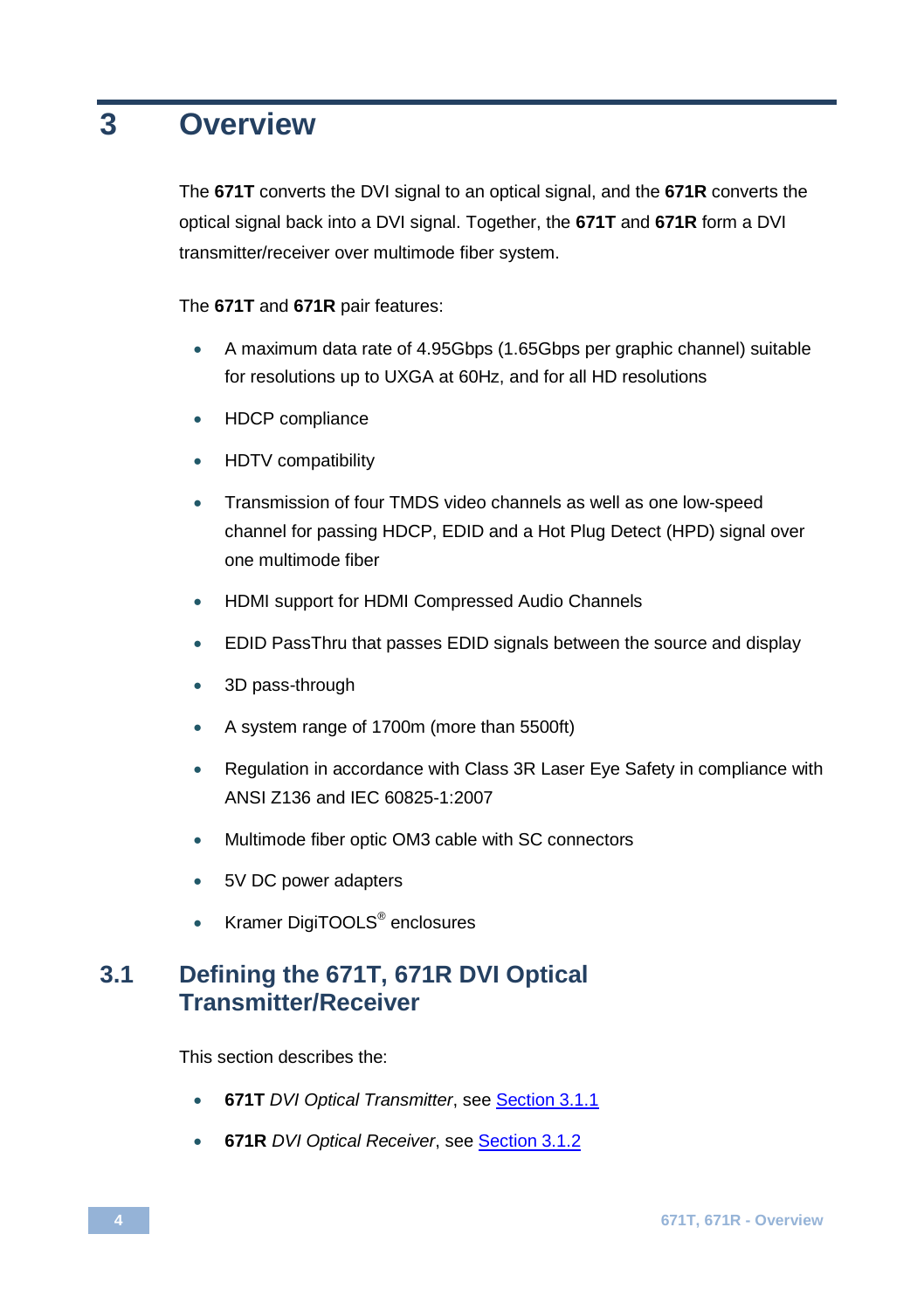# 3 Overview

The **671T** converts the DVI signal to an optical signal, and the **671R** converts the optical signal back into a DVI signal. Together, the **671T** and **671R** form a DVI transmitter/receiver over multimode fiber system.

The **671T** and **671R** pair features:

- A maximum data rate of 4.95Gbps (1.65Gbps per graphic channel) suitable for resolutions up to UXGA at 60Hz, and for all HD resolutions
- HDCP compliance
- HDTV compatibility
- Transmission of four TMDS video channels as well as one low-speed channel for passing HDCP, EDID and a Hot Plug Detect (HPD) signal over one multimode fiber
- HDMI support for HDMI Compressed Audio Channels
- EDID PassThru that passes EDID signals between the source and display
- 3D pass-through
- A system range of 1700m (more than 5500ft)
- Regulation in accordance with Class 3R Laser Eye Safety in compliance with ANSI Z136 and IEC 60825-1:2007
- Multimode fiber optic OM3 cable with SC connectors
- 5V DC power adapters
- Kramer DigiTOOLS® enclosures

## 3.1 Defining the 671T, 671R DVI Optical Transmitter/Receiver

This section describes the:

- **671T** *DVI Optical Transmitter*, see Section 3.1.1
- **671R** *DVI Optical Receiver*, see Section 3.1.2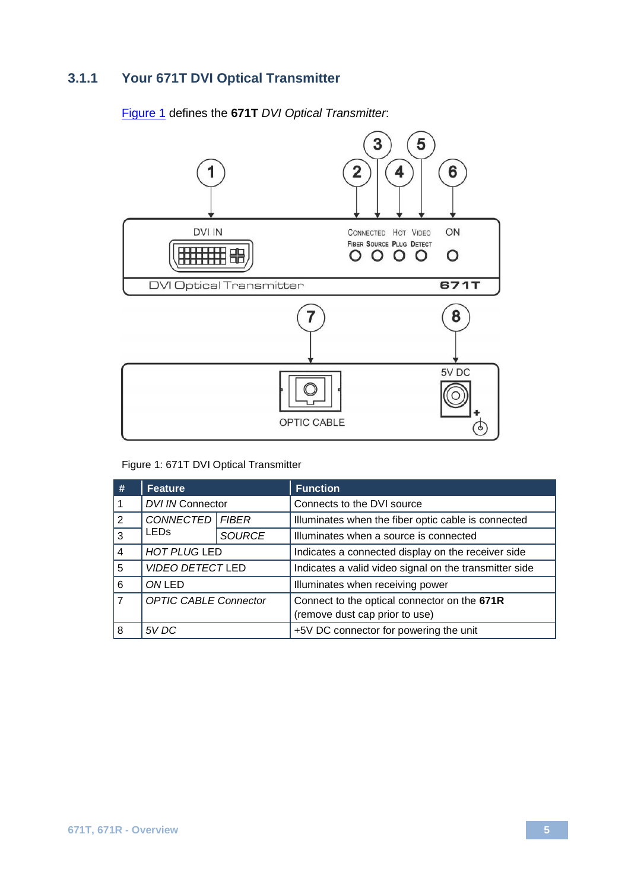### 3.1.1 Your 671T DVI Optical Transmitter

Figure 1 defines the **671T** *DVI Optical Transmitter*:

Figure 1: 671T DVI Optical Transmitter

| # | Feature | | Function |
|---|---|---|---|
| 1 | *DVI IN* Connector | | Connects to the DVI source |
| 2 | *CONNECTED* LEDs | *FIBER* | Illuminates when the fiber optic cable is connected |
| 3 | | *SOURCE* | Illuminates when a source is connected |
| 4 | *HOT PLUG* LED | | Indicates a connected display on the receiver side |
| 5 | *VIDEO DETECT* LED | | Indicates a valid video signal on the transmitter side |
| 6 | *ON* LED | | Illuminates when receiving power |
| 7 | *OPTIC CABLE Connector* | | Connect to the optical connector on the **671R** (remove dust cap prior to use) |
| 8 | *5V DC* | | +5V DC connector for powering the unit |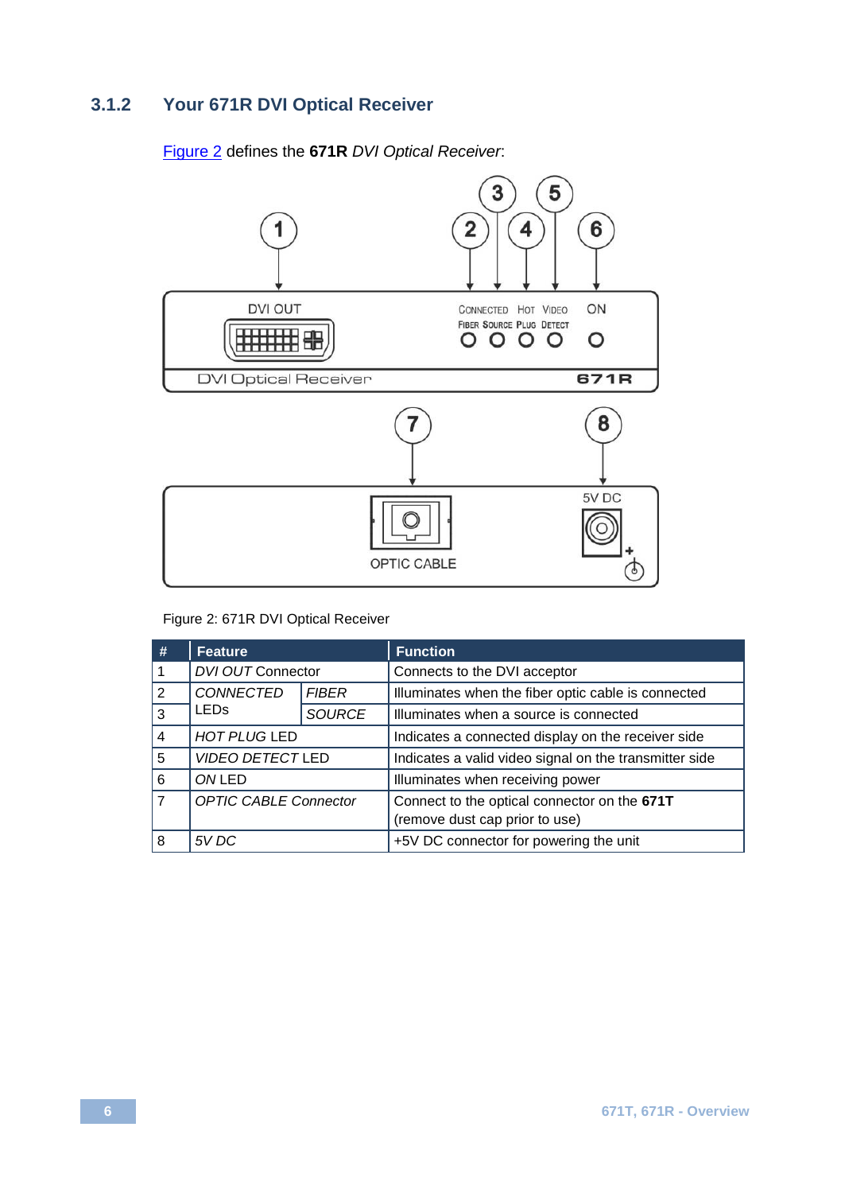### 3.1.2 Your 671R DVI Optical Receiver

Figure 2 defines the **671R** *DVI Optical Receiver*:

Figure 2: 671R DVI Optical Receiver

| # | Feature | | Function |
|---|---|---|---|
| 1 | *DVI OUT* Connector | | Connects to the DVI acceptor |
| 2 | *CONNECTED* LEDs | *FIBER* | Illuminates when the fiber optic cable is connected |
| 3 | | *SOURCE* | Illuminates when a source is connected |
| 4 | *HOT PLUG* LED | | Indicates a connected display on the receiver side |
| 5 | *VIDEO DETECT* LED | | Indicates a valid video signal on the transmitter side |
| 6 | *ON* LED | | Illuminates when receiving power |
| 7 | *OPTIC CABLE Connector* | | Connect to the optical connector on the **671T** (remove dust cap prior to use) |
| 8 | *5V DC* | | +5V DC connector for powering the unit |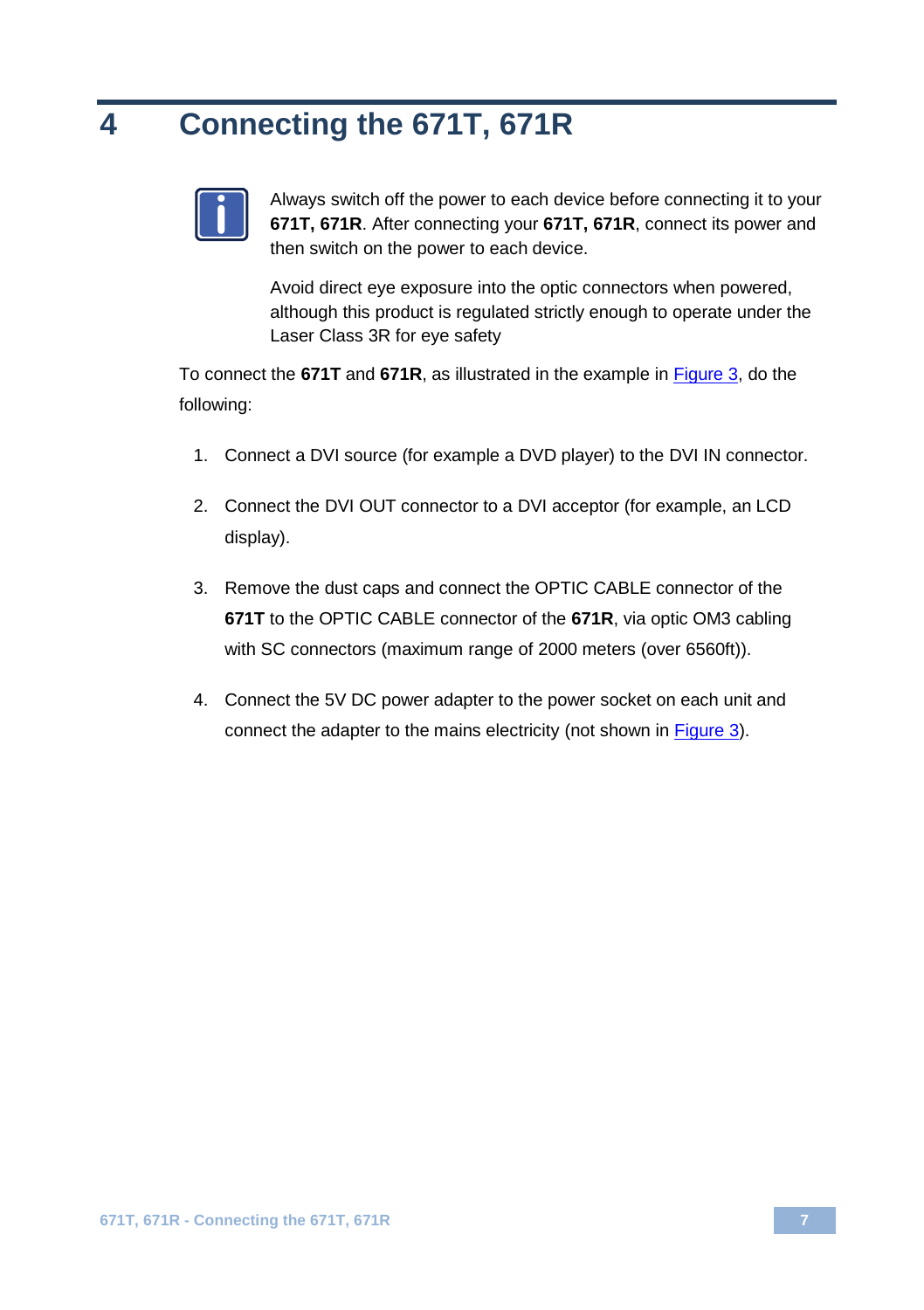# 4 Connecting the 671T, 671R

Always switch off the power to each device before connecting it to your **671T, 671R**. After connecting your **671T, 671R**, connect its power and then switch on the power to each device.

Avoid direct eye exposure into the optic connectors when powered, although this product is regulated strictly enough to operate under the Laser Class 3R for eye safety

To connect the **671T** and **671R**, as illustrated in the example in Figure 3, do the following:

1. Connect a DVI source (for example a DVD player) to the DVI IN connector.
2. Connect the DVI OUT connector to a DVI acceptor (for example, an LCD display).
3. Remove the dust caps and connect the OPTIC CABLE connector of the **671T** to the OPTIC CABLE connector of the **671R**, via optic OM3 cabling with SC connectors (maximum range of 2000 meters (over 6560ft)).
4. Connect the 5V DC power adapter to the power socket on each unit and connect the adapter to the mains electricity (not shown in Figure 3).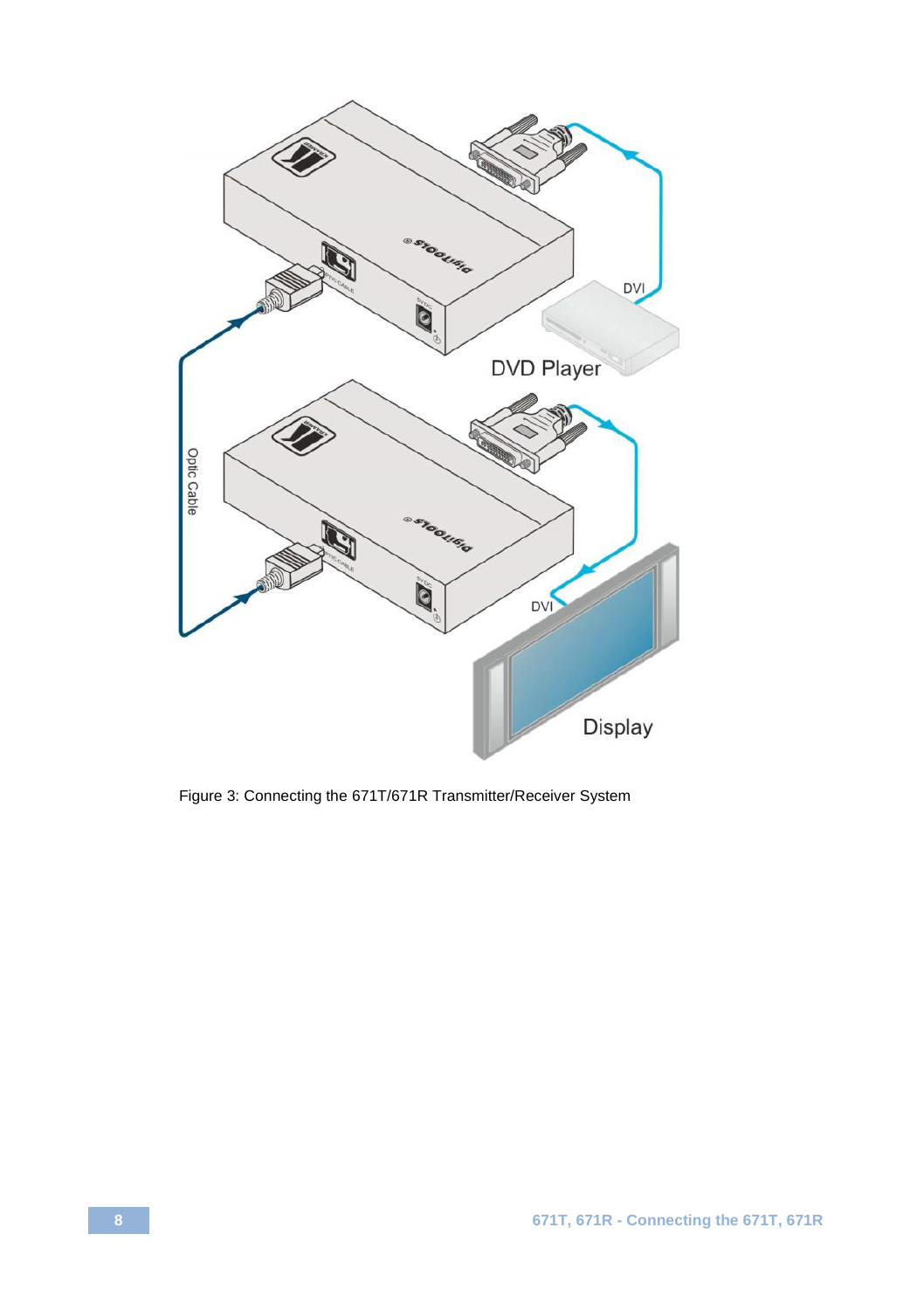Figure 3: Connecting the 671T/671R Transmitter/Receiver System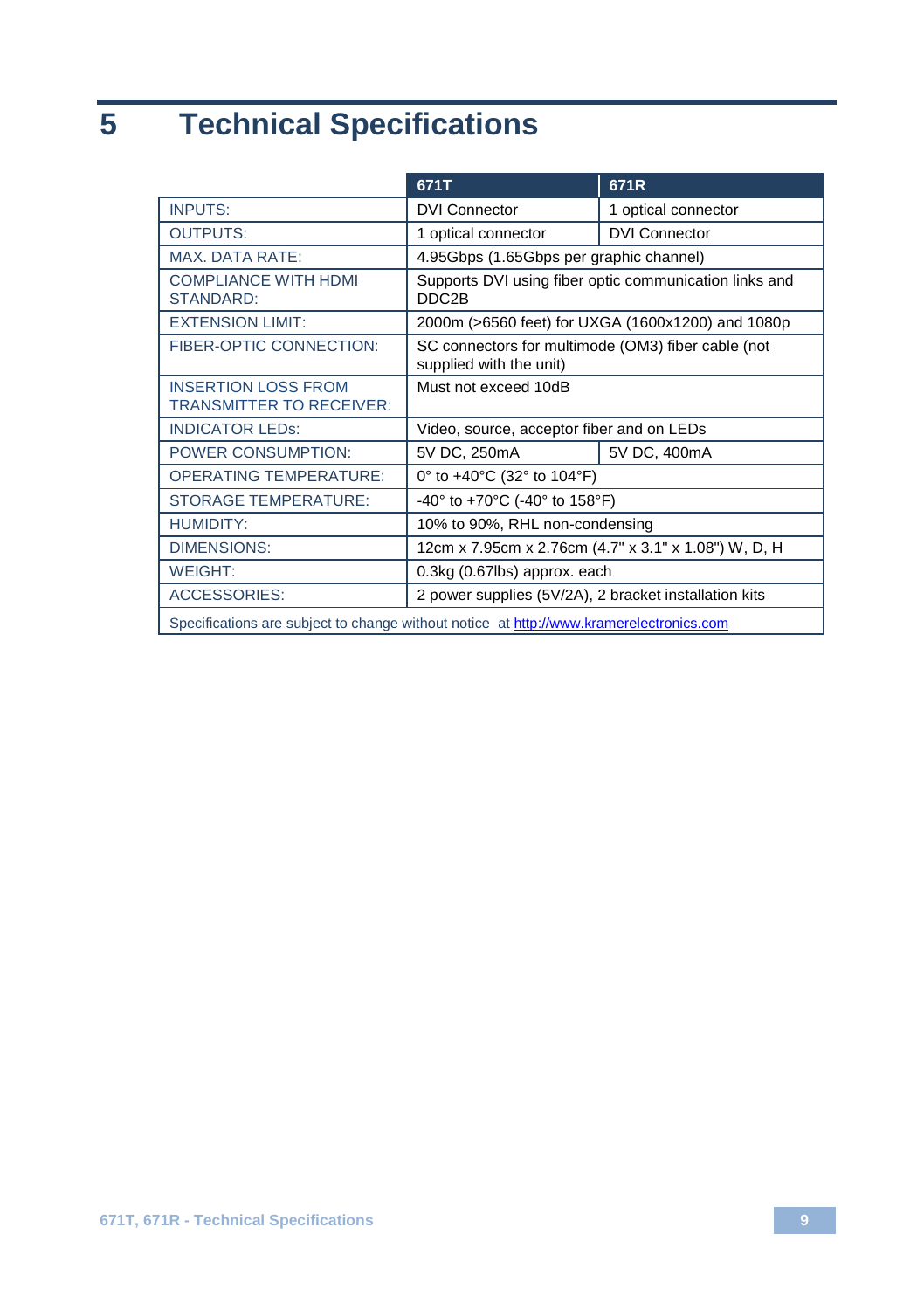# 5 Technical Specifications

| | 671T | 671R |
|---|---|---|
| INPUTS: | DVI Connector | 1 optical connector |
| OUTPUTS: | 1 optical connector | DVI Connector |
| MAX. DATA RATE: | 4.95Gbps (1.65Gbps per graphic channel) | |
| COMPLIANCE WITH HDMI STANDARD: | Supports DVI using fiber optic communication links and DDC2B | |
| EXTENSION LIMIT: | 2000m (>6560 feet) for UXGA (1600x1200) and 1080p | |
| FIBER-OPTIC CONNECTION: | SC connectors for multimode (OM3) fiber cable (not supplied with the unit) | |
| INSERTION LOSS FROM TRANSMITTER TO RECEIVER: | Must not exceed 10dB | |
| INDICATOR LEDs: | Video, source, acceptor fiber and on LEDs | |
| POWER CONSUMPTION: | 5V DC, 250mA | 5V DC, 400mA |
| OPERATING TEMPERATURE: | 0° to +40°C (32° to 104°F) | |
| STORAGE TEMPERATURE: | -40° to +70°C (-40° to 158°F) | |
| HUMIDITY: | 10% to 90%, RHL non-condensing | |
| DIMENSIONS: | 12cm x 7.95cm x 2.76cm (4.7" x 3.1" x 1.08") W, D, H | |
| WEIGHT: | 0.3kg (0.67lbs) approx. each | |
| ACCESSORIES: | 2 power supplies (5V/2A), 2 bracket installation kits | |
| Specifications are subject to change without notice at http://www.kramerelectronics.com | | |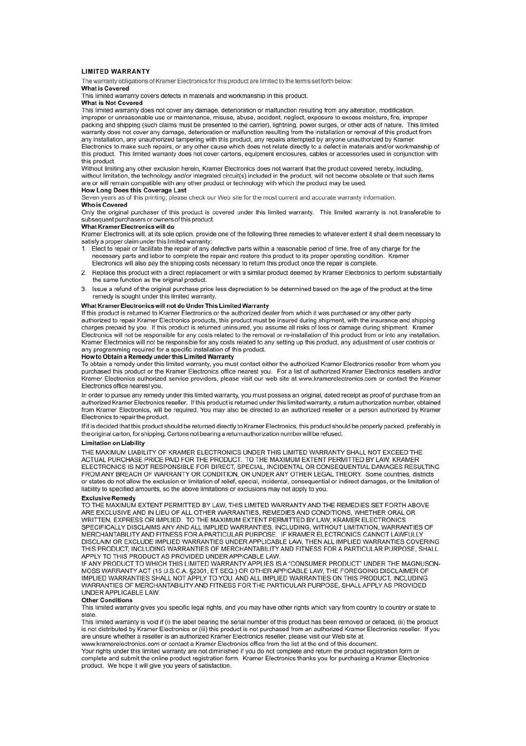## LIMITED WARRANTY

The warranty obligations of Kramer Electronics for this product are limited to the terms set forth below:

### What is Covered

This limited warranty covers defects in materials and workmanship in this product.

### What is Not Covered

This limited warranty does not cover any damage, deterioration or malfunction resulting from any alteration, modification, improper or unreasonable use or maintenance, misuse, abuse, accident, neglect, exposure to excess moisture, fire, improper packing and shipping (such claims must be presented to the carrier), lightning, power surges, or other acts of nature. This limited warranty does not cover any damage, deterioration or malfunction resulting from the installation or removal of this product from any installation, any unauthorized tampering with this product, any repairs attempted by anyone unauthorized by Kramer Electronics to make such repairs, or any other cause which does not relate directly to a defect in materials and/or workmanship of this product. This limited warranty does not cover cartons, equipment enclosures, cables or accessories used in conjunction with this product.

Without limiting any other exclusion herein, Kramer Electronics does not warrant that the product covered hereby, including, without limitation, the technology and/or integrated circuit(s) included in the product, will not become obsolete or that such items are or will remain compatible with any other product or technology with which the product may be used.

### How Long Does this Coverage Last

Seven years as of this printing; please check our Web site for the most current and accurate warranty information.

### Who is Covered

Only the original purchaser of this product is covered under this limited warranty. This limited warranty is not transferable to subsequent purchasers or owners of this product.

### What Kramer Electronics will do

Kramer Electronics will, at its sole option, provide one of the following three remedies to whatever extent it shall deem necessary to satisfy a proper claim under this limited warranty:

1. Elect to repair or facilitate the repair of any defective parts within a reasonable period of time, free of any charge for the necessary parts and labor to complete the repair and restore this product to its proper operating condition. Kramer Electronics will also pay the shipping costs necessary to return this product once the repair is complete.
2. Replace this product with a direct replacement or with a similar product deemed by Kramer Electronics to perform substantially the same function as the original product.
3. Issue a refund of the original purchase price less depreciation to be determined based on the age of the product at the time remedy is sought under this limited warranty.

### What Kramer Electronics will not do Under This Limited Warranty

If this product is returned to Kramer Electronics or the authorized dealer from which it was purchased or any other party authorized to repair Kramer Electronics products, this product must be insured during shipment, with the insurance and shipping charges prepaid by you. If this product is returned uninsured, you assume all risks of loss or damage during shipment. Kramer Electronics will not be responsible for any costs related to the removal or re-installation of this product from or into any installation. Kramer Electronics will not be responsible for any costs related to any setting up this product, any adjustment of user controls or any programming required for a specific installation of this product.

### How to Obtain a Remedy under this Limited Warranty

To obtain a remedy under this limited warranty, you must contact either the authorized Kramer Electronics reseller from whom you purchased this product or the Kramer Electronics office nearest you. For a list of authorized Kramer Electronics resellers and/or Kramer Electronics authorized service providers, please visit our web site at www.kramerelectronics.com or contact the Kramer Electronics office nearest you.

In order to pursue any remedy under this limited warranty, you must possess an original, dated receipt as proof of purchase from an authorized Kramer Electronics reseller. If this product is returned under this limited warranty, a return authorization number, obtained from Kramer Electronics, will be required. You may also be directed to an authorized reseller or a person authorized by Kramer Electronics to repair the product.

If it is decided that this product should be returned directly to Kramer Electronics, this product should be properly packed, preferably in the original carton, for shipping. Cartons not bearing a return authorization number will be refused.

### Limitation on Liability

THE MAXIMUM LIABILITY OF KRAMER ELECTRONICS UNDER THIS LIMITED WARRANTY SHALL NOT EXCEED THE ACTUAL PURCHASE PRICE PAID FOR THE PRODUCT. TO THE MAXIMUM EXTENT PERMITTED BY LAW, KRAMER ELECTRONICS IS NOT RESPONSIBLE FOR DIRECT, SPECIAL, INCIDENTAL OR CONSEQUENTIAL DAMAGES RESULTING FROM ANY BREACH OF WARRANTY OR CONDITION, OR UNDER ANY OTHER LEGAL THEORY. Some countries, districts or states do not allow the exclusion or limitation of relief, special, incidental, consequential or indirect damages, or the limitation of liability to specified amounts, so the above limitations or exclusions may not apply to you.

### Exclusive Remedy

TO THE MAXIMUM EXTENT PERMITTED BY LAW, THIS LIMITED WARRANTY AND THE REMEDIES SET FORTH ABOVE ARE EXCLUSIVE AND IN LIEU OF ALL OTHER WARRANTIES, REMEDIES AND CONDITIONS, WHETHER ORAL OR WRITTEN, EXPRESS OR IMPLIED. TO THE MAXIMUM EXTENT PERMITTED BY LAW, KRAMER ELECTRONICS SPECIFICALLY DISCLAIMS ANY AND ALL IMPLIED WARRANTIES, INCLUDING, WITHOUT LIMITATION, WARRANTIES OF MERCHANTABILITY AND FITNESS FOR A PARTICULAR PURPOSE. IF KRAMER ELECTRONICS CANNOT LAWFULLY DISCLAIM OR EXCLUDE IMPLIED WARRANTIES UNDER APPLICABLE LAW, THEN ALL IMPLIED WARRANTIES COVERING THIS PRODUCT, INCLUDING WARRANTIES OF MERCHANTABILITY AND FITNESS FOR A PARTICULAR PURPOSE, SHALL APPLY TO THIS PRODUCT AS PROVIDED UNDER APPICABLE LAW.

IF ANY PRODUCT TO WHICH THIS LIMITED WARRANTY APPLIES IS A "CONSUMER PRODUCT" UNDER THE MAGNUSON-MOSS WARRANTY ACT (15 U.S.C.A. §2301, ET SEQ.) OR OTHER APPICABLE LAW, THE FOREGOING DISCLAIMER OF IMPLIED WARRANTIES SHALL NOT APPLY TO YOU, AND ALL IMPLIED WARRANTIES ON THIS PRODUCT, INCLUDING WARRANTIES OF MERCHANTABILITY AND FITNESS FOR THE PARTICULAR PURPOSE, SHALL APPLY AS PROVIDED UNDER APPLICABLE LAW.

### Other Conditions

This limited warranty gives you specific legal rights, and you may have other rights which vary from country to country or state to state.

This limited warranty is void if (i) the label bearing the serial number of this product has been removed or defaced, (ii) the product is not distributed by Kramer Electronics or (iii) this product is not purchased from an authorized Kramer Electronics reseller. If you are unsure whether a reseller is an authorized Kramer Electronics reseller, please visit our Web site at www.kramerelectronics.com or contact a Kramer Electronics office from the list at the end of this document.

Your rights under this limited warranty are not diminished if you do not complete and return the product registration form or complete and submit the online product registration form. Kramer Electronics thanks you for purchasing a Kramer Electronics product. We hope it will give you years of satisfaction.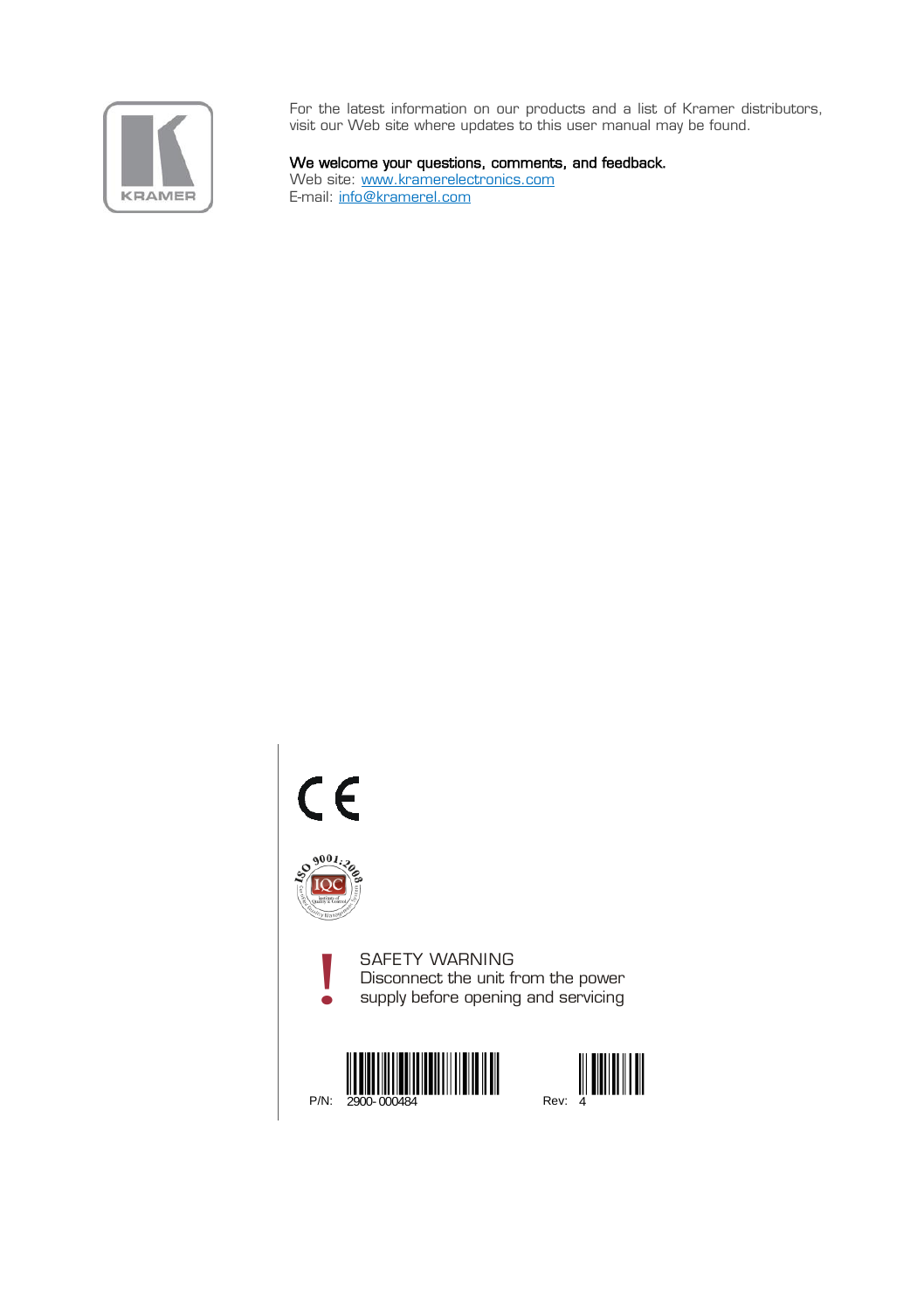For the latest information on our products and a list of Kramer distributors, visit our Web site where updates to this user manual may be found.

**We welcome your questions, comments, and feedback.**
Web site: www.kramerelectronics.com
E-mail: info@kramerel.com

SAFETY WARNING
Disconnect the unit from the power supply before opening and servicing

P/N: 2900-000484 Rev: 4